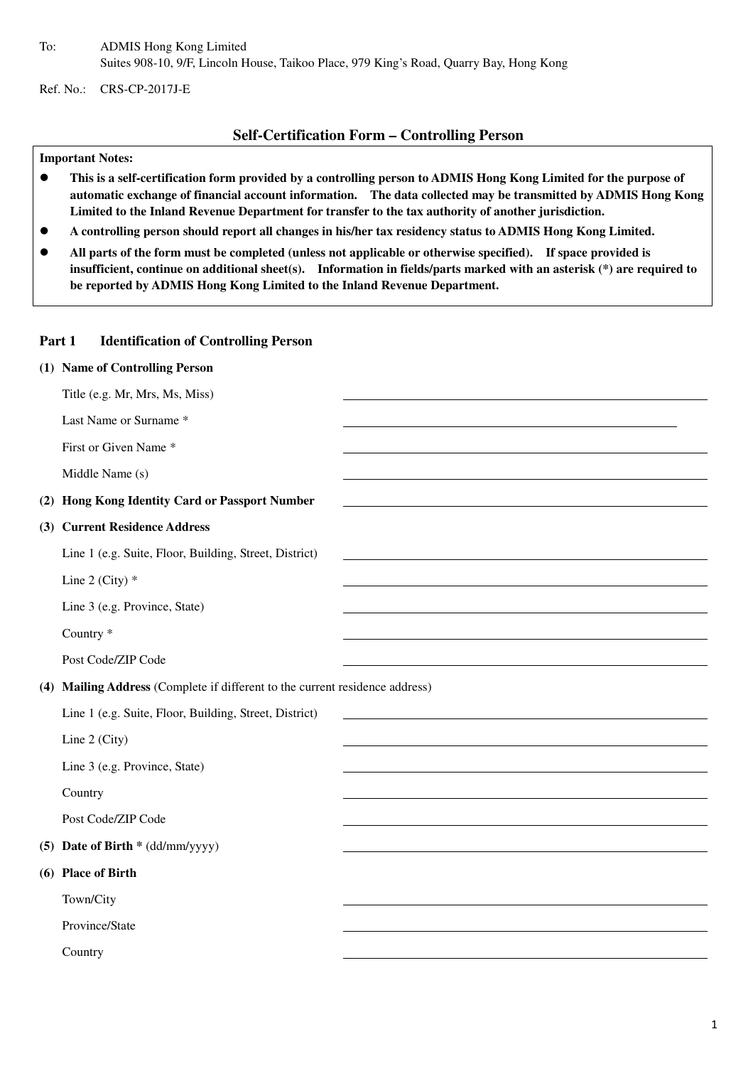To: ADMIS Hong Kong Limited
Suites 908-10, 9/F, Lincoln House, Taikoo Place, 979 King's Road, Quarry Bay, Hong Kong

Ref. No.: CRS-CP-2017J-E

## Self-Certification Form – Controlling Person

**Important Notes:**

- **This is a self-certification form provided by a controlling person to ADMIS Hong Kong Limited for the purpose of automatic exchange of financial account information. The data collected may be transmitted by ADMIS Hong Kong Limited to the Inland Revenue Department for transfer to the tax authority of another jurisdiction.**
- **A controlling person should report all changes in his/her tax residency status to ADMIS Hong Kong Limited.**
- **All parts of the form must be completed (unless not applicable or otherwise specified). If space provided is insufficient, continue on additional sheet(s). Information in fields/parts marked with an asterisk (*) are required to be reported by ADMIS Hong Kong Limited to the Inland Revenue Department.**

### Part 1 Identification of Controlling Person

**(1) Name of Controlling Person**

Title (e.g. Mr, Mrs, Ms, Miss) ______________________

Last Name or Surname * ______________________

First or Given Name * ______________________

Middle Name (s) ______________________

**(2) Hong Kong Identity Card or Passport Number** ______________________

**(3) Current Residence Address**

Line 1 (e.g. Suite, Floor, Building, Street, District) ______________________

Line 2 (City) * ______________________

Line 3 (e.g. Province, State) ______________________

Country * ______________________

Post Code/ZIP Code ______________________

**(4) Mailing Address** (Complete if different to the current residence address)

Line 1 (e.g. Suite, Floor, Building, Street, District) ______________________

Line 2 (City) ______________________

Line 3 (e.g. Province, State) ______________________

Country ______________________

Post Code/ZIP Code ______________________

**(5) Date of Birth** * (dd/mm/yyyy) ______________________

**(6) Place of Birth**

Town/City ______________________

Province/State ______________________

Country ______________________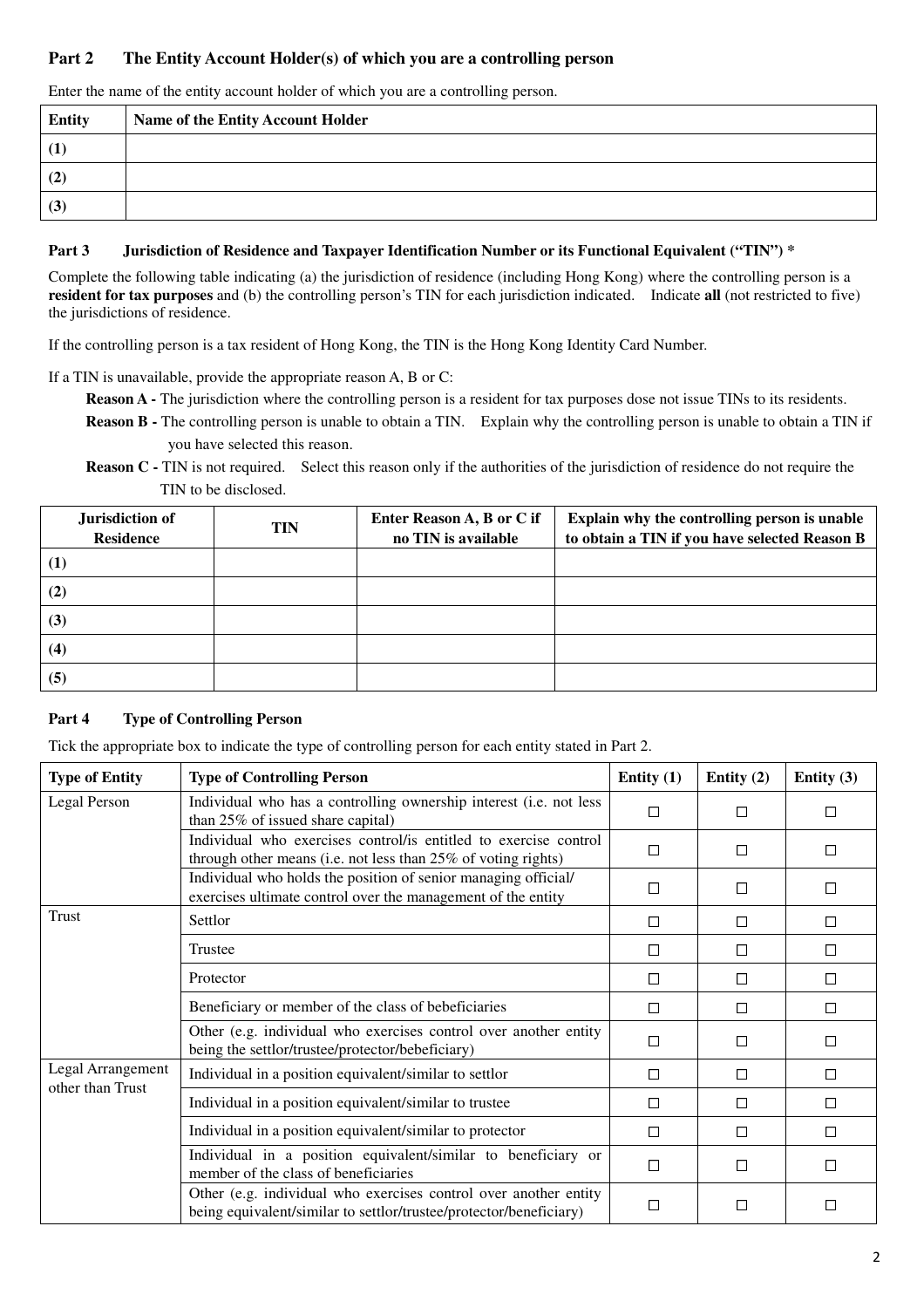## Part 2 The Entity Account Holder(s) of which you are a controlling person

Enter the name of the entity account holder of which you are a controlling person.

| Entity | Name of the Entity Account Holder |
|---|---|
| (1) | |
| (2) | |
| (3) | |

## Part 3 Jurisdiction of Residence and Taxpayer Identification Number or its Functional Equivalent ("TIN") *

Complete the following table indicating (a) the jurisdiction of residence (including Hong Kong) where the controlling person is a **resident for tax purposes** and (b) the controlling person's TIN for each jurisdiction indicated. Indicate **all** (not restricted to five) the jurisdictions of residence.

If the controlling person is a tax resident of Hong Kong, the TIN is the Hong Kong Identity Card Number.

If a TIN is unavailable, provide the appropriate reason A, B or C:

**Reason A -** The jurisdiction where the controlling person is a resident for tax purposes dose not issue TINs to its residents.

**Reason B -** The controlling person is unable to obtain a TIN. Explain why the controlling person is unable to obtain a TIN if you have selected this reason.

**Reason C -** TIN is not required. Select this reason only if the authorities of the jurisdiction of residence do not require the TIN to be disclosed.

| Jurisdiction of Residence | TIN | Enter Reason A, B or C if no TIN is available | Explain why the controlling person is unable to obtain a TIN if you have selected Reason B |
|---|---|---|---|
| (1) | | | |
| (2) | | | |
| (3) | | | |
| (4) | | | |
| (5) | | | |

## Part 4 Type of Controlling Person

Tick the appropriate box to indicate the type of controlling person for each entity stated in Part 2.

| Type of Entity | Type of Controlling Person | Entity (1) | Entity (2) | Entity (3) |
|---|---|---|---|---|
| Legal Person | Individual who has a controlling ownership interest (i.e. not less than 25% of issued share capital) | ☐ | ☐ | ☐ |
| | Individual who exercises control/is entitled to exercise control through other means (i.e. not less than 25% of voting rights) | ☐ | ☐ | ☐ |
| | Individual who holds the position of senior managing official/ exercises ultimate control over the management of the entity | ☐ | ☐ | ☐ |
| Trust | Settlor | ☐ | ☐ | ☐ |
| | Trustee | ☐ | ☐ | ☐ |
| | Protector | ☐ | ☐ | ☐ |
| | Beneficiary or member of the class of bebeficiaries | ☐ | ☐ | ☐ |
| | Other (e.g. individual who exercises control over another entity being the settlor/trustee/protector/bebeficiary) | ☐ | ☐ | ☐ |
| Legal Arrangement other than Trust | Individual in a position equivalent/similar to settlor | ☐ | ☐ | ☐ |
| | Individual in a position equivalent/similar to trustee | ☐ | ☐ | ☐ |
| | Individual in a position equivalent/similar to protector | ☐ | ☐ | ☐ |
| | Individual in a position equivalent/similar to beneficiary or member of the class of beneficiaries | ☐ | ☐ | ☐ |
| | Other (e.g. individual who exercises control over another entity being equivalent/similar to settlor/trustee/protector/beneficiary) | ☐ | ☐ | ☐ |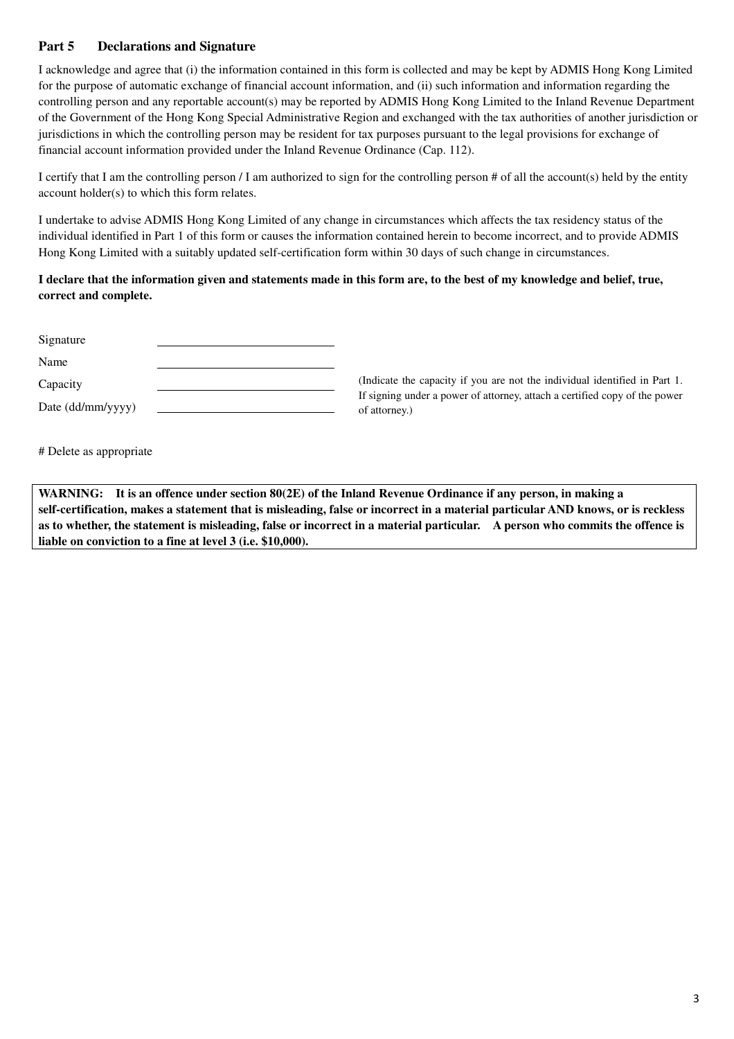## Part 5 Declarations and Signature

I acknowledge and agree that (i) the information contained in this form is collected and may be kept by ADMIS Hong Kong Limited for the purpose of automatic exchange of financial account information, and (ii) such information and information regarding the controlling person and any reportable account(s) may be reported by ADMIS Hong Kong Limited to the Inland Revenue Department of the Government of the Hong Kong Special Administrative Region and exchanged with the tax authorities of another jurisdiction or jurisdictions in which the controlling person may be resident for tax purposes pursuant to the legal provisions for exchange of financial account information provided under the Inland Revenue Ordinance (Cap. 112).

I certify that I am the controlling person / I am authorized to sign for the controlling person # of all the account(s) held by the entity account holder(s) to which this form relates.

I undertake to advise ADMIS Hong Kong Limited of any change in circumstances which affects the tax residency status of the individual identified in Part 1 of this form or causes the information contained herein to become incorrect, and to provide ADMIS Hong Kong Limited with a suitably updated self-certification form within 30 days of such change in circumstances.

**I declare that the information given and statements made in this form are, to the best of my knowledge and belief, true, correct and complete.**

Signature \_\_\_\_\_\_\_\_\_\_\_\_\_\_\_\_\_\_\_\_\_\_\_\_

Name \_\_\_\_\_\_\_\_\_\_\_\_\_\_\_\_\_\_\_\_\_\_\_\_

Capacity \_\_\_\_\_\_\_\_\_\_\_\_\_\_\_\_\_\_\_\_\_\_\_\_

Date (dd/mm/yyyy) \_\_\_\_\_\_\_\_\_\_\_\_\_\_\_\_\_\_\_\_\_\_\_\_

(Indicate the capacity if you are not the individual identified in Part 1. If signing under a power of attorney, attach a certified copy of the power of attorney.)

# Delete as appropriate

**WARNING: It is an offence under section 80(2E) of the Inland Revenue Ordinance if any person, in making a self-certification, makes a statement that is misleading, false or incorrect in a material particular AND knows, or is reckless as to whether, the statement is misleading, false or incorrect in a material particular. A person who commits the offence is liable on conviction to a fine at level 3 (i.e. $10,000).**